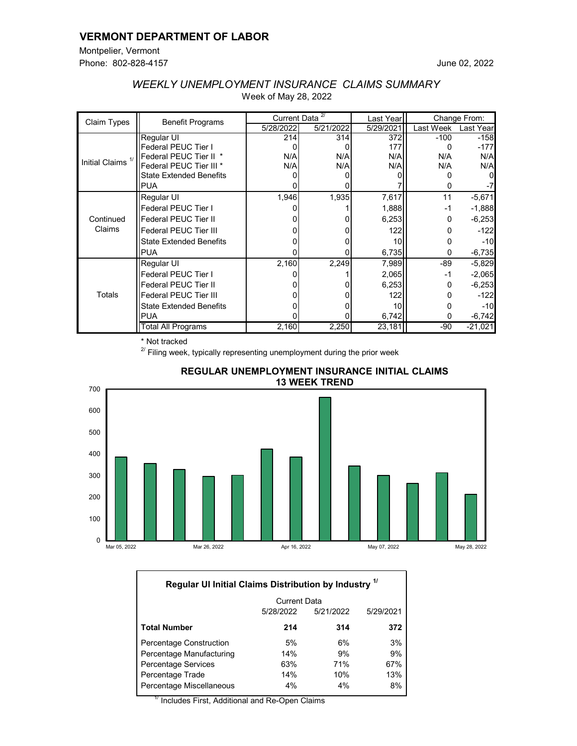# VERMONT DEPARTMENT OF LABOR

Montpelier, Vermont
Phone: 802-828-4157

June 02, 2022

## *WEEKLY UNEMPLOYMENT INSURANCE CLAIMS SUMMARY*

Week of May 28, 2022

| Claim Types | Benefit Programs | Current Data [2/] | | Last Year | Change From: | |
|---|---|---|---|---|---|---|
| | | 5/28/2022 | 5/21/2022 | 5/29/2021 | Last Week | Last Year |
| Initial Claims [1/] | Regular UI | 214 | 314 | 372 | -100 | -158 |
| | Federal PEUC Tier I | 0 | 0 | 177 | 0 | -177 |
| | Federal PEUC Tier II * | N/A | N/A | N/A | N/A | N/A |
| | Federal PEUC Tier III * | N/A | N/A | N/A | N/A | N/A |
| | State Extended Benefits | 0 | 0 | 0 | 0 | 0 |
| | PUA | 0 | 0 | 7 | 0 | -7 |
| Continued Claims | Regular UI | 1,946 | 1,935 | 7,617 | 11 | -5,671 |
| | Federal PEUC Tier I | 0 | 1 | 1,888 | -1 | -1,888 |
| | Federal PEUC Tier II | 0 | 0 | 6,253 | 0 | -6,253 |
| | Federal PEUC Tier III | 0 | 0 | 122 | 0 | -122 |
| | State Extended Benefits | 0 | 0 | 10 | 0 | -10 |
| | PUA | 0 | 0 | 6,735 | 0 | -6,735 |
| Totals | Regular UI | 2,160 | 2,249 | 7,989 | -89 | -5,829 |
| | Federal PEUC Tier I | 0 | 1 | 2,065 | -1 | -2,065 |
| | Federal PEUC Tier II | 0 | 0 | 6,253 | 0 | -6,253 |
| | Federal PEUC Tier III | 0 | 0 | 122 | 0 | -122 |
| | State Extended Benefits | 0 | 0 | 10 | 0 | -10 |
| | PUA | 0 | 0 | 6,742 | 0 | -6,742 |
| | Total All Programs | 2,160 | 2,250 | 23,181 | -90 | -21,021 |

\* Not tracked

[2/] Filing week, typically representing unemployment during the prior week

### REGULAR UNEMPLOYMENT INSURANCE INITIAL CLAIMS 13 WEEK TREND

### Regular UI Initial Claims Distribution by Industry [1/]

| | Current Data | | |
|---|---|---|---|
| | 5/28/2022 | 5/21/2022 | 5/29/2021 |
| **Total Number** | **214** | **314** | **372** |
| Percentage Construction | 5% | 6% | 3% |
| Percentage Manufacturing | 14% | 9% | 9% |
| Percentage Services | 63% | 71% | 67% |
| Percentage Trade | 14% | 10% | 13% |
| Percentage Miscellaneous | 4% | 4% | 8% |

[1/] Includes First, Additional and Re-Open Claims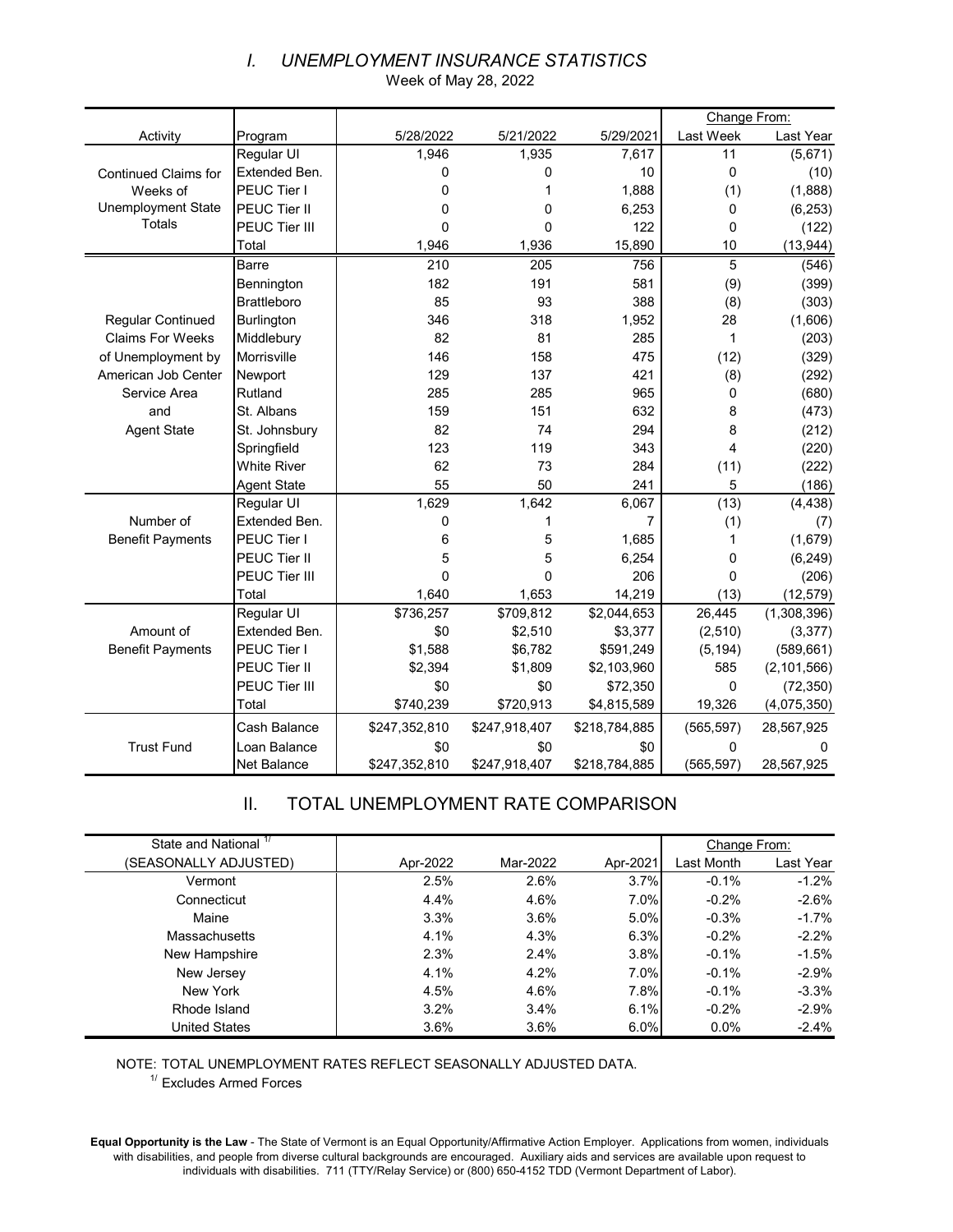# I. *UNEMPLOYMENT INSURANCE STATISTICS*

Week of May 28, 2022

| Activity | Program | 5/28/2022 | 5/21/2022 | 5/29/2021 | Change From: Last Week | Last Year |
|---|---|---|---|---|---|---|
| Continued Claims for Weeks of Unemployment State Totals | Regular UI | 1,946 | 1,935 | 7,617 | 11 | (5,671) |
| | Extended Ben. | 0 | 0 | 10 | 0 | (10) |
| | PEUC Tier I | 0 | 1 | 1,888 | (1) | (1,888) |
| | PEUC Tier II | 0 | 0 | 6,253 | 0 | (6,253) |
| | PEUC Tier III | 0 | 0 | 122 | 0 | (122) |
| | Total | 1,946 | 1,936 | 15,890 | 10 | (13,944) |
| Regular Continued Claims For Weeks of Unemployment by American Job Center Service Area and Agent State | Barre | 210 | 205 | 756 | 5 | (546) |
| | Bennington | 182 | 191 | 581 | (9) | (399) |
| | Brattleboro | 85 | 93 | 388 | (8) | (303) |
| | Burlington | 346 | 318 | 1,952 | 28 | (1,606) |
| | Middlebury | 82 | 81 | 285 | 1 | (203) |
| | Morrisville | 146 | 158 | 475 | (12) | (329) |
| | Newport | 129 | 137 | 421 | (8) | (292) |
| | Rutland | 285 | 285 | 965 | 0 | (680) |
| | St. Albans | 159 | 151 | 632 | 8 | (473) |
| | St. Johnsbury | 82 | 74 | 294 | 8 | (212) |
| | Springfield | 123 | 119 | 343 | 4 | (220) |
| | White River | 62 | 73 | 284 | (11) | (222) |
| | Agent State | 55 | 50 | 241 | 5 | (186) |
| Number of Benefit Payments | Regular UI | 1,629 | 1,642 | 6,067 | (13) | (4,438) |
| | Extended Ben. | 0 | 1 | 7 | (1) | (7) |
| | PEUC Tier I | 6 | 5 | 1,685 | 1 | (1,679) |
| | PEUC Tier II | 5 | 5 | 6,254 | 0 | (6,249) |
| | PEUC Tier III | 0 | 0 | 206 | 0 | (206) |
| | Total | 1,640 | 1,653 | 14,219 | (13) | (12,579) |
| Amount of Benefit Payments | Regular UI | $736,257 | $709,812 | $2,044,653 | 26,445 | (1,308,396) |
| | Extended Ben. | $0 | $2,510 | $3,377 | (2,510) | (3,377) |
| | PEUC Tier I | $1,588 | $6,782 | $591,249 | (5,194) | (589,661) |
| | PEUC Tier II | $2,394 | $1,809 | $2,103,960 | 585 | (2,101,566) |
| | PEUC Tier III | $0 | $0 | $72,350 | 0 | (72,350) |
| | Total | $740,239 | $720,913 | $4,815,589 | 19,326 | (4,075,350) |
| Trust Fund | Cash Balance | $247,352,810 | $247,918,407 | $218,784,885 | (565,597) | 28,567,925 |
| | Loan Balance | $0 | $0 | $0 | 0 | 0 |
| | Net Balance | $247,352,810 | $247,918,407 | $218,784,885 | (565,597) | 28,567,925 |

# II. TOTAL UNEMPLOYMENT RATE COMPARISON

| State and National [1/] (SEASONALLY ADJUSTED) | Apr-2022 | Mar-2022 | Apr-2021 | Change From: Last Month | Last Year |
|---|---|---|---|---|---|
| Vermont | 2.5% | 2.6% | 3.7% | -0.1% | -1.2% |
| Connecticut | 4.4% | 4.6% | 7.0% | -0.2% | -2.6% |
| Maine | 3.3% | 3.6% | 5.0% | -0.3% | -1.7% |
| Massachusetts | 4.1% | 4.3% | 6.3% | -0.2% | -2.2% |
| New Hampshire | 2.3% | 2.4% | 3.8% | -0.1% | -1.5% |
| New Jersey | 4.1% | 4.2% | 7.0% | -0.1% | -2.9% |
| New York | 4.5% | 4.6% | 7.8% | -0.1% | -3.3% |
| Rhode Island | 3.2% | 3.4% | 6.1% | -0.2% | -2.9% |
| United States | 3.6% | 3.6% | 6.0% | 0.0% | -2.4% |

NOTE: TOTAL UNEMPLOYMENT RATES REFLECT SEASONALLY ADJUSTED DATA.

[1/] Excludes Armed Forces

**Equal Opportunity is the Law** - The State of Vermont is an Equal Opportunity/Affirmative Action Employer. Applications from women, individuals with disabilities, and people from diverse cultural backgrounds are encouraged. Auxiliary aids and services are available upon request to individuals with disabilities. 711 (TTY/Relay Service) or (800) 650-4152 TDD (Vermont Department of Labor).